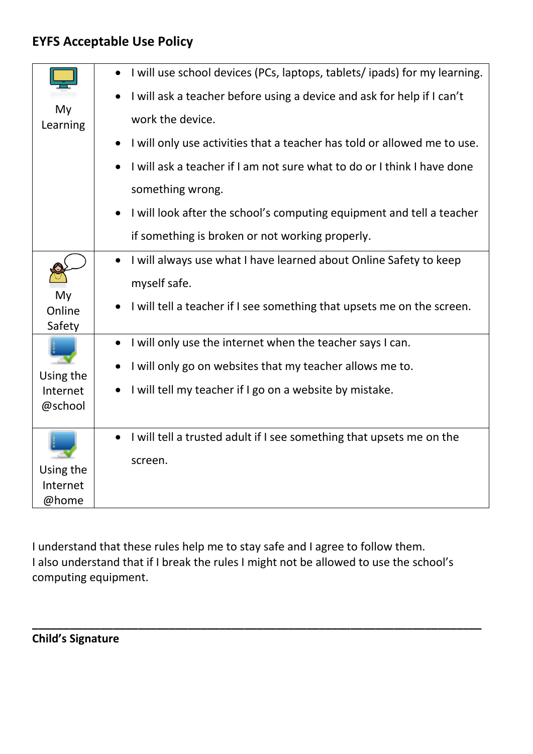## EYFS Acceptable Use Policy

| | |
|---|---|
| My Learning | • I will use school devices (PCs, laptops, tablets/ ipads) for my learning.<br>• I will ask a teacher before using a device and ask for help if I can't work the device.<br>• I will only use activities that a teacher has told or allowed me to use.<br>• I will ask a teacher if I am not sure what to do or I think I have done something wrong.<br>• I will look after the school's computing equipment and tell a teacher if something is broken or not working properly. |
| My Online Safety | • I will always use what I have learned about Online Safety to keep myself safe.<br>• I will tell a teacher if I see something that upsets me on the screen. |
| Using the Internet @school | • I will only use the internet when the teacher says I can.<br>• I will only go on websites that my teacher allows me to.<br>• I will tell my teacher if I go on a website by mistake. |
| Using the Internet @home | • I will tell a trusted adult if I see something that upsets me on the screen. |

I understand that these rules help me to stay safe and I agree to follow them.
I also understand that if I break the rules I might not be allowed to use the school's computing equipment.

___________________________________________________________________

**Child's Signature**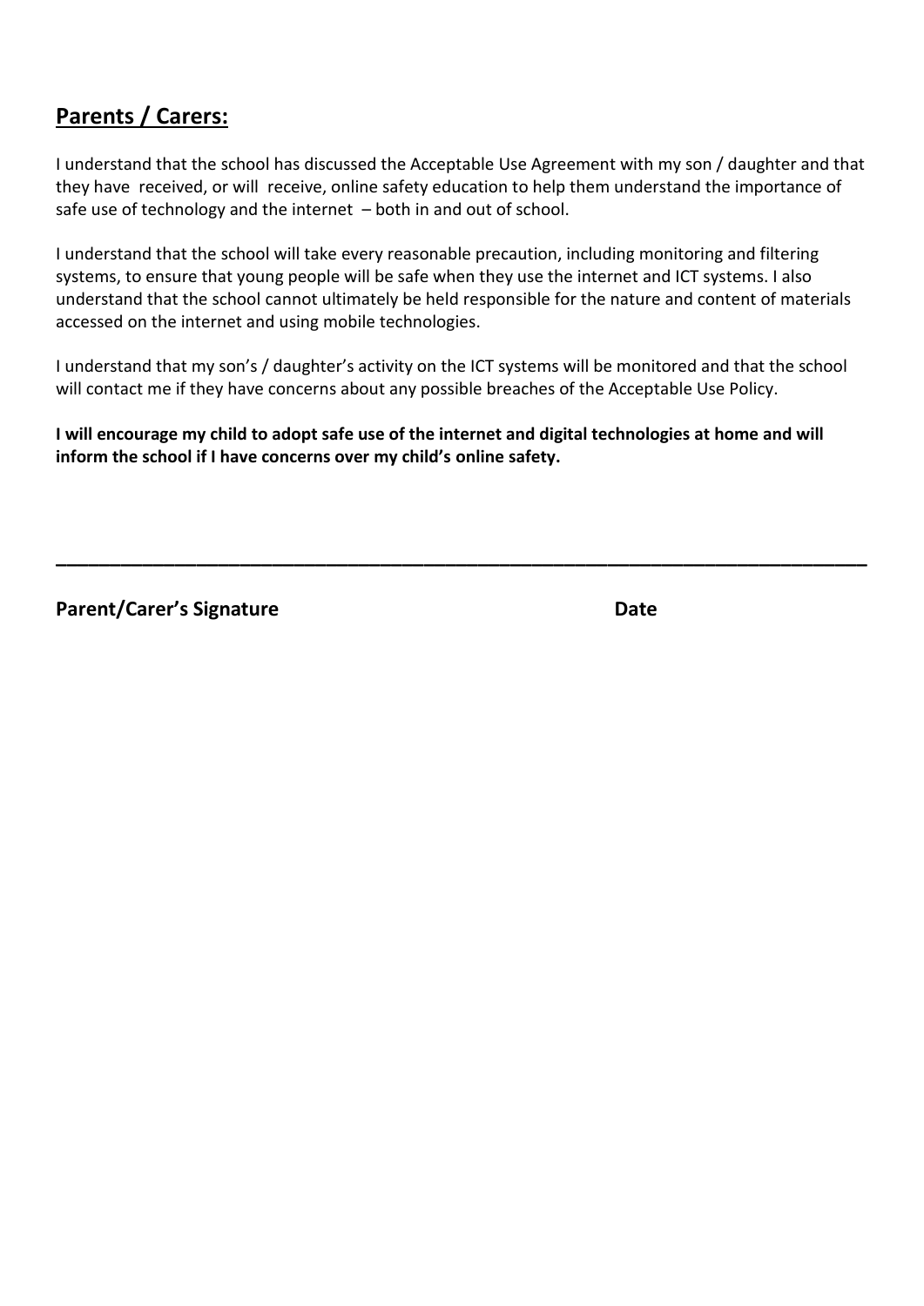## Parents / Carers:

I understand that the school has discussed the Acceptable Use Agreement with my son / daughter and that they have received, or will receive, online safety education to help them understand the importance of safe use of technology and the internet – both in and out of school.

I understand that the school will take every reasonable precaution, including monitoring and filtering systems, to ensure that young people will be safe when they use the internet and ICT systems. I also understand that the school cannot ultimately be held responsible for the nature and content of materials accessed on the internet and using mobile technologies.

I understand that my son's / daughter's activity on the ICT systems will be monitored and that the school will contact me if they have concerns about any possible breaches of the Acceptable Use Policy.

**I will encourage my child to adopt safe use of the internet and digital technologies at home and will inform the school if I have concerns over my child's online safety.**

______________________________________________________________________________

**Parent/Carer's Signature** **Date**